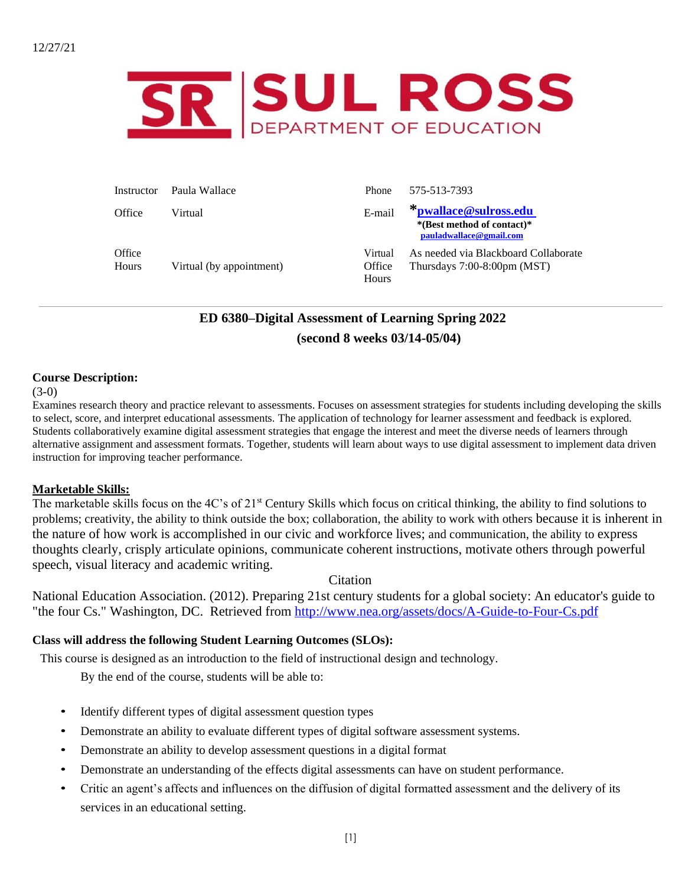12/27/21

SR | SUL ROSS
DEPARTMENT OF EDUCATION

| | | | |
|---|---|---|---|
| Instructor | Paula Wallace | Phone | 575-513-7393 |
| Office | Virtual | E-mail | *pwallace@sulross.edu *(Best method of contact)* pauladwallace@gmail.com |
| Office Hours | Virtual (by appointment) | Virtual Office Hours | As needed via Blackboard Collaborate Thursdays 7:00-8:00pm (MST) |

## ED 6380–Digital Assessment of Learning Spring 2022
## (second 8 weeks 03/14-05/04)

**Course Description:**

(3-0)

Examines research theory and practice relevant to assessments. Focuses on assessment strategies for students including developing the skills to select, score, and interpret educational assessments. The application of technology for learner assessment and feedback is explored. Students collaboratively examine digital assessment strategies that engage the interest and meet the diverse needs of learners through alternative assignment and assessment formats. Together, students will learn about ways to use digital assessment to implement data driven instruction for improving teacher performance.

**Marketable Skills:**

The marketable skills focus on the 4C's of 21st Century Skills which focus on critical thinking, the ability to find solutions to problems; creativity, the ability to think outside the box; collaboration, the ability to work with others because it is inherent in the nature of how work is accomplished in our civic and workforce lives; and communication, the ability to express thoughts clearly, crisply articulate opinions, communicate coherent instructions, motivate others through powerful speech, visual literacy and academic writing.

Citation

National Education Association. (2012). Preparing 21st century students for a global society: An educator's guide to "the four Cs." Washington, DC. Retrieved from http://www.nea.org/assets/docs/A-Guide-to-Four-Cs.pdf

**Class will address the following Student Learning Outcomes (SLOs):**

This course is designed as an introduction to the field of instructional design and technology.

By the end of the course, students will be able to:

- Identify different types of digital assessment question types
- Demonstrate an ability to evaluate different types of digital software assessment systems.
- Demonstrate an ability to develop assessment questions in a digital format
- Demonstrate an understanding of the effects digital assessments can have on student performance.
- Critic an agent's affects and influences on the diffusion of digital formatted assessment and the delivery of its services in an educational setting.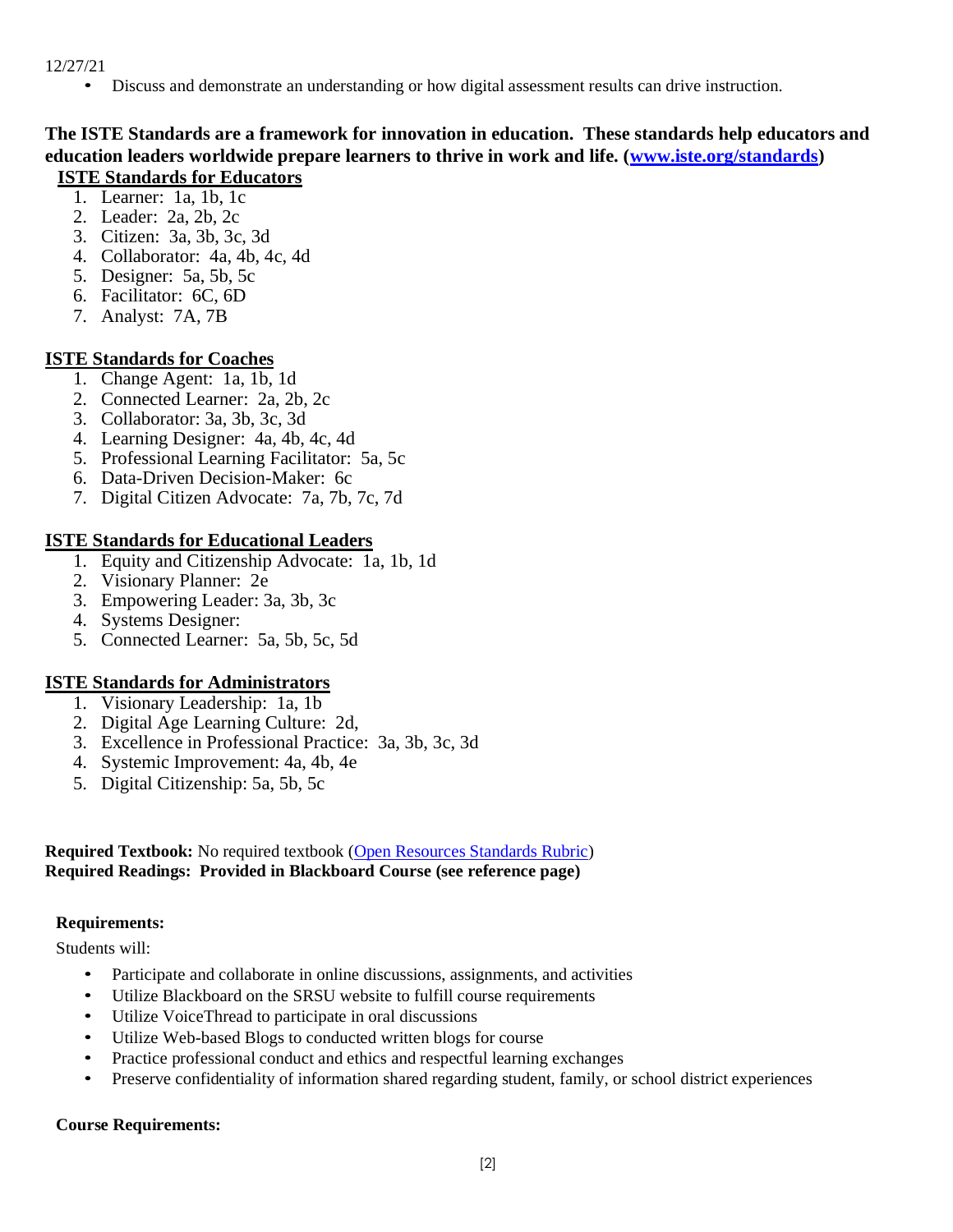12/27/21

- Discuss and demonstrate an understanding or how digital assessment results can drive instruction.

**The ISTE Standards are a framework for innovation in education. These standards help educators and education leaders worldwide prepare learners to thrive in work and life. ([www.iste.org/standards](www.iste.org/standards))**

**ISTE Standards for Educators**

1. Learner: 1a, 1b, 1c
2. Leader: 2a, 2b, 2c
3. Citizen: 3a, 3b, 3c, 3d
4. Collaborator: 4a, 4b, 4c, 4d
5. Designer: 5a, 5b, 5c
6. Facilitator: 6C, 6D
7. Analyst: 7A, 7B

**ISTE Standards for Coaches**

1. Change Agent: 1a, 1b, 1d
2. Connected Learner: 2a, 2b, 2c
3. Collaborator: 3a, 3b, 3c, 3d
4. Learning Designer: 4a, 4b, 4c, 4d
5. Professional Learning Facilitator: 5a, 5c
6. Data-Driven Decision-Maker: 6c
7. Digital Citizen Advocate: 7a, 7b, 7c, 7d

**ISTE Standards for Educational Leaders**

1. Equity and Citizenship Advocate: 1a, 1b, 1d
2. Visionary Planner: 2e
3. Empowering Leader: 3a, 3b, 3c
4. Systems Designer:
5. Connected Learner: 5a, 5b, 5c, 5d

**ISTE Standards for Administrators**

1. Visionary Leadership: 1a, 1b
2. Digital Age Learning Culture: 2d,
3. Excellence in Professional Practice: 3a, 3b, 3c, 3d
4. Systemic Improvement: 4a, 4b, 4e
5. Digital Citizenship: 5a, 5b, 5c

**Required Textbook:** No required textbook (Open Resources Standards Rubric)
**Required Readings: Provided in Blackboard Course (see reference page)**

**Requirements:**

Students will:

- Participate and collaborate in online discussions, assignments, and activities
- Utilize Blackboard on the SRSU website to fulfill course requirements
- Utilize VoiceThread to participate in oral discussions
- Utilize Web-based Blogs to conducted written blogs for course
- Practice professional conduct and ethics and respectful learning exchanges
- Preserve confidentiality of information shared regarding student, family, or school district experiences

**Course Requirements:**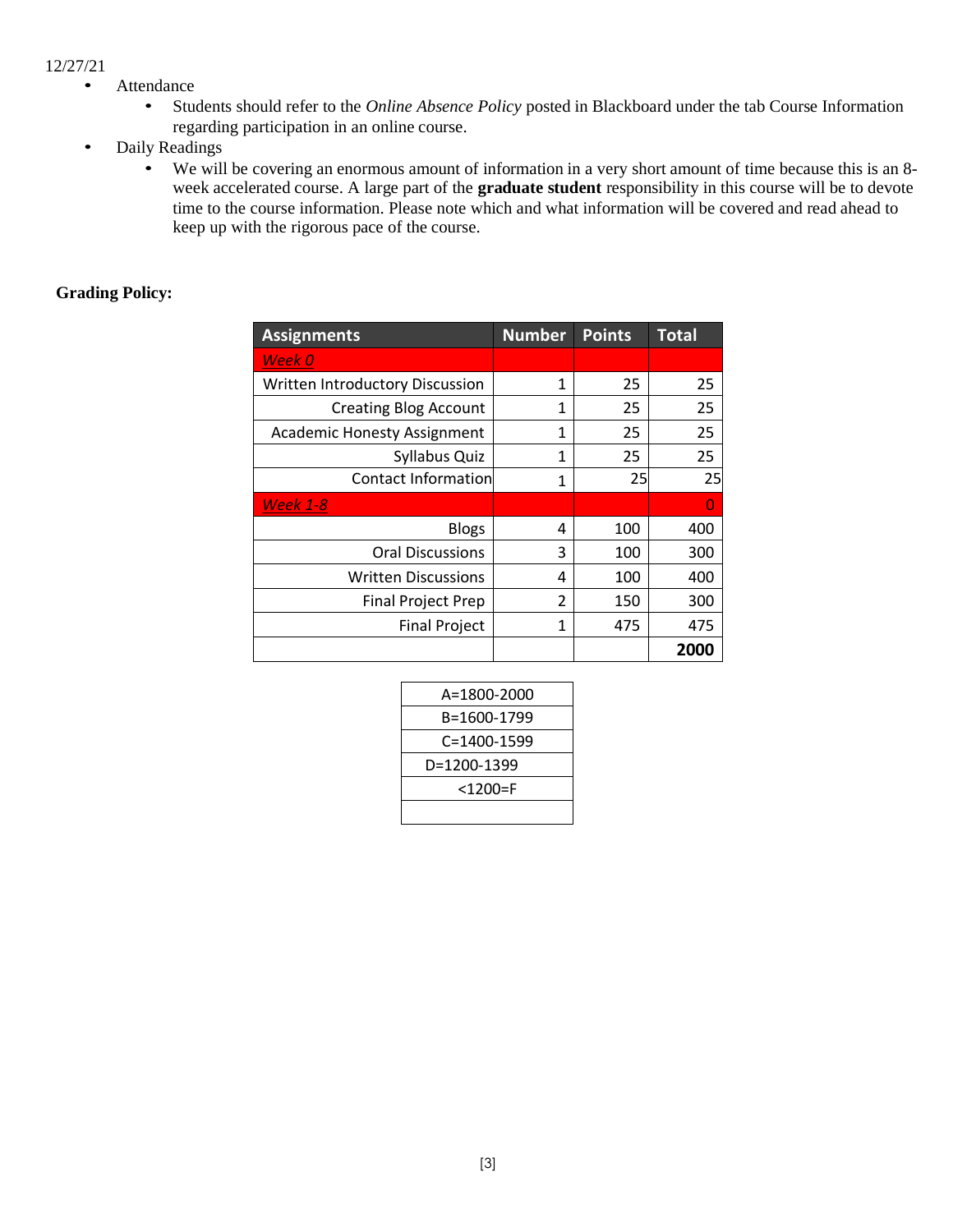- Attendance
    - Students should refer to the *Online Absence Policy* posted in Blackboard under the tab Course Information regarding participation in an online course.
- Daily Readings
    - We will be covering an enormous amount of information in a very short amount of time because this is an 8-week accelerated course. A large part of the **graduate student** responsibility in this course will be to devote time to the course information. Please note which and what information will be covered and read ahead to keep up with the rigorous pace of the course.

**Grading Policy:**

| Assignments | Number | Points | Total |
|---|---|---|---|
| *Week 0* | | | |
| Written Introductory Discussion | 1 | 25 | 25 |
| Creating Blog Account | 1 | 25 | 25 |
| Academic Honesty Assignment | 1 | 25 | 25 |
| Syllabus Quiz | 1 | 25 | 25 |
| Contact Information | 1 | 25 | 25 |
| *Week 1-8* | | | 0 |
| Blogs | 4 | 100 | 400 |
| Oral Discussions | 3 | 100 | 300 |
| Written Discussions | 4 | 100 | 400 |
| Final Project Prep | 2 | 150 | 300 |
| Final Project | 1 | 475 | 475 |
| | | | **2000** |

| |
|---|
| A=1800-2000 |
| B=1600-1799 |
| C=1400-1599 |
| D=1200-1399 |
| <1200=F |
| |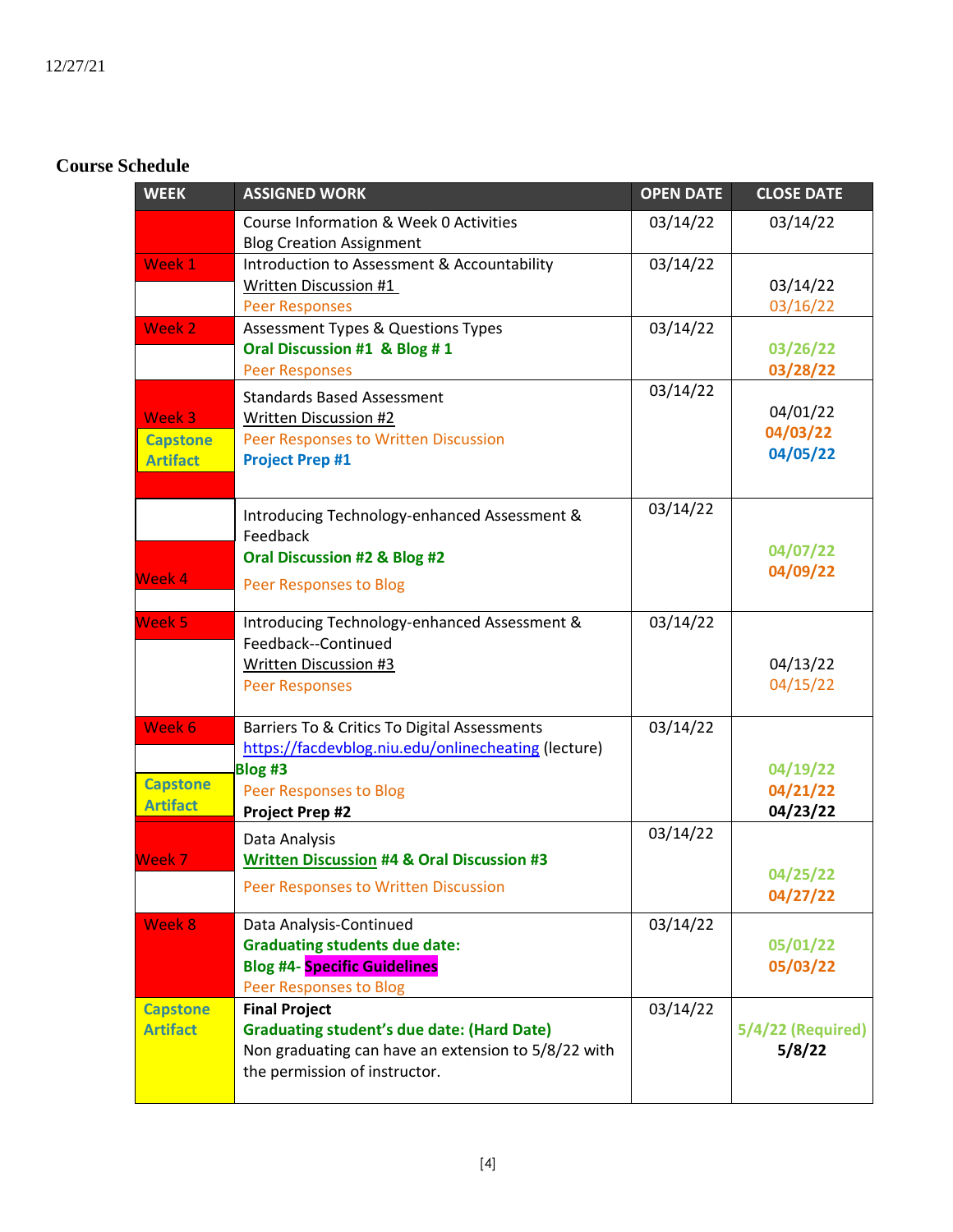12/27/21

## Course Schedule

| WEEK | ASSIGNED WORK | OPEN DATE | CLOSE DATE |
| --- | --- | --- | --- |
| | Course Information & Week 0 Activities<br>Blog Creation Assignment | 03/14/22 | 03/14/22 |
| Week 1 | Introduction to Assessment & Accountability<br>Written Discussion #1<br>Peer Responses | 03/14/22 | 03/14/22<br>03/16/22 |
| Week 2 | Assessment Types & Questions Types<br>**Oral Discussion #1 & Blog # 1**<br>Peer Responses | 03/14/22 | 03/26/22<br>**03/28/22** |
| Week 3<br>**Capstone Artifact** | Standards Based Assessment<br>Written Discussion #2<br>Peer Responses to Written Discussion<br>**Project Prep #1** | 03/14/22 | 04/01/22<br>**04/03/22**<br>**04/05/22** |
| Week 4 | Introducing Technology-enhanced Assessment & Feedback<br>**Oral Discussion #2 & Blog #2**<br>Peer Responses to Blog | 03/14/22 | 04/07/22<br>**04/09/22** |
| Week 5 | Introducing Technology-enhanced Assessment & Feedback--Continued<br>Written Discussion #3<br>Peer Responses | 03/14/22 | 04/13/22<br>04/15/22 |
| Week 6<br>**Capstone Artifact** | Barriers To & Critics To Digital Assessments<br>https://facdevblog.niu.edu/onlinecheating (lecture)<br>**Blog #3**<br>Peer Responses to Blog<br>**Project Prep #2** | 03/14/22 | 04/19/22<br>**04/21/22**<br>**04/23/22** |
| Week 7 | Data Analysis<br>**Written Discussion #4 & Oral Discussion #3**<br>Peer Responses to Written Discussion | 03/14/22 | 04/25/22<br>**04/27/22** |
| Week 8 | Data Analysis-Continued<br>**Graduating students due date:**<br>**Blog #4- Specific Guidelines**<br>Peer Responses to Blog | 03/14/22 | 05/01/22<br>**05/03/22** |
| **Capstone Artifact** | **Final Project**<br>**Graduating student's due date: (Hard Date)**<br>Non graduating can have an extension to 5/8/22 with the permission of instructor. | 03/14/22 | **5/4/22 (Required)**<br>**5/8/22** |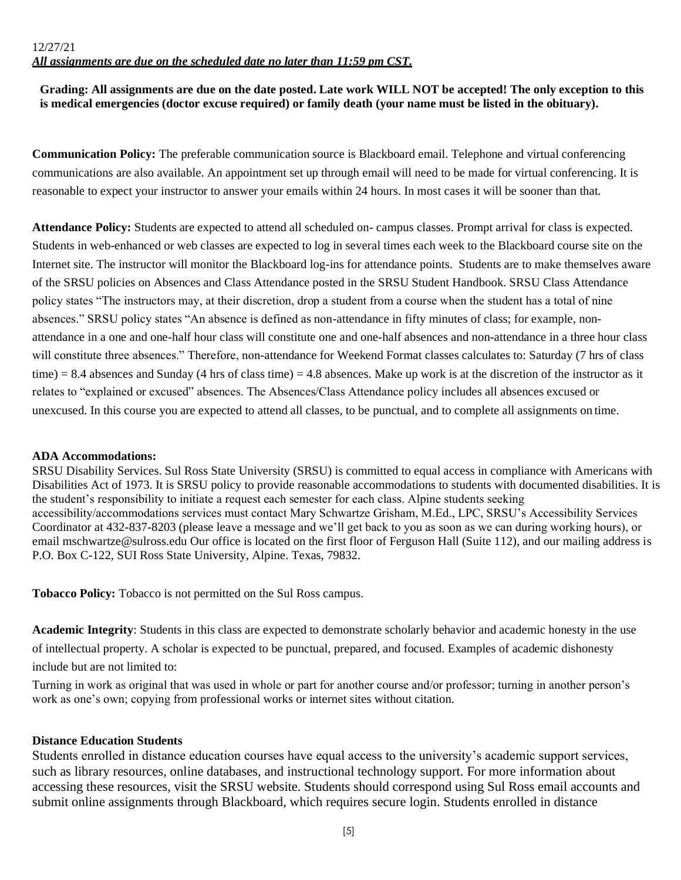12/27/21

***All assignments are due on the scheduled date no later than 11:59 pm CST.***

**Grading: All assignments are due on the date posted. Late work WILL NOT be accepted! The only exception to this is medical emergencies (doctor excuse required) or family death (your name must be listed in the obituary).**

**Communication Policy:** The preferable communication source is Blackboard email. Telephone and virtual conferencing communications are also available. An appointment set up through email will need to be made for virtual conferencing. It is reasonable to expect your instructor to answer your emails within 24 hours. In most cases it will be sooner than that.

**Attendance Policy:** Students are expected to attend all scheduled on- campus classes. Prompt arrival for class is expected. Students in web-enhanced or web classes are expected to log in several times each week to the Blackboard course site on the Internet site. The instructor will monitor the Blackboard log-ins for attendance points. Students are to make themselves aware of the SRSU policies on Absences and Class Attendance posted in the SRSU Student Handbook. SRSU Class Attendance policy states "The instructors may, at their discretion, drop a student from a course when the student has a total of nine absences." SRSU policy states "An absence is defined as non-attendance in fifty minutes of class; for example, non-attendance in a one and one-half hour class will constitute one and one-half absences and non-attendance in a three hour class will constitute three absences." Therefore, non-attendance for Weekend Format classes calculates to: Saturday (7 hrs of class time) = 8.4 absences and Sunday (4 hrs of class time) = 4.8 absences. Make up work is at the discretion of the instructor as it relates to "explained or excused" absences. The Absences/Class Attendance policy includes all absences excused or unexcused. In this course you are expected to attend all classes, to be punctual, and to complete all assignments on time.

**ADA Accommodations:**

SRSU Disability Services. Sul Ross State University (SRSU) is committed to equal access in compliance with Americans with Disabilities Act of 1973. It is SRSU policy to provide reasonable accommodations to students with documented disabilities. It is the student's responsibility to initiate a request each semester for each class. Alpine students seeking accessibility/accommodations services must contact Mary Schwartze Grisham, M.Ed., LPC, SRSU's Accessibility Services Coordinator at 432-837-8203 (please leave a message and we'll get back to you as soon as we can during working hours), or email mschwartze@sulross.edu Our office is located on the first floor of Ferguson Hall (Suite 112), and our mailing address is P.O. Box C-122, SUI Ross State University, Alpine. Texas, 79832.

**Tobacco Policy:** Tobacco is not permitted on the Sul Ross campus.

**Academic Integrity**: Students in this class are expected to demonstrate scholarly behavior and academic honesty in the use of intellectual property. A scholar is expected to be punctual, prepared, and focused. Examples of academic dishonesty include but are not limited to:

Turning in work as original that was used in whole or part for another course and/or professor; turning in another person's work as one's own; copying from professional works or internet sites without citation.

**Distance Education Students**

Students enrolled in distance education courses have equal access to the university's academic support services, such as library resources, online databases, and instructional technology support. For more information about accessing these resources, visit the SRSU website. Students should correspond using Sul Ross email accounts and submit online assignments through Blackboard, which requires secure login. Students enrolled in distance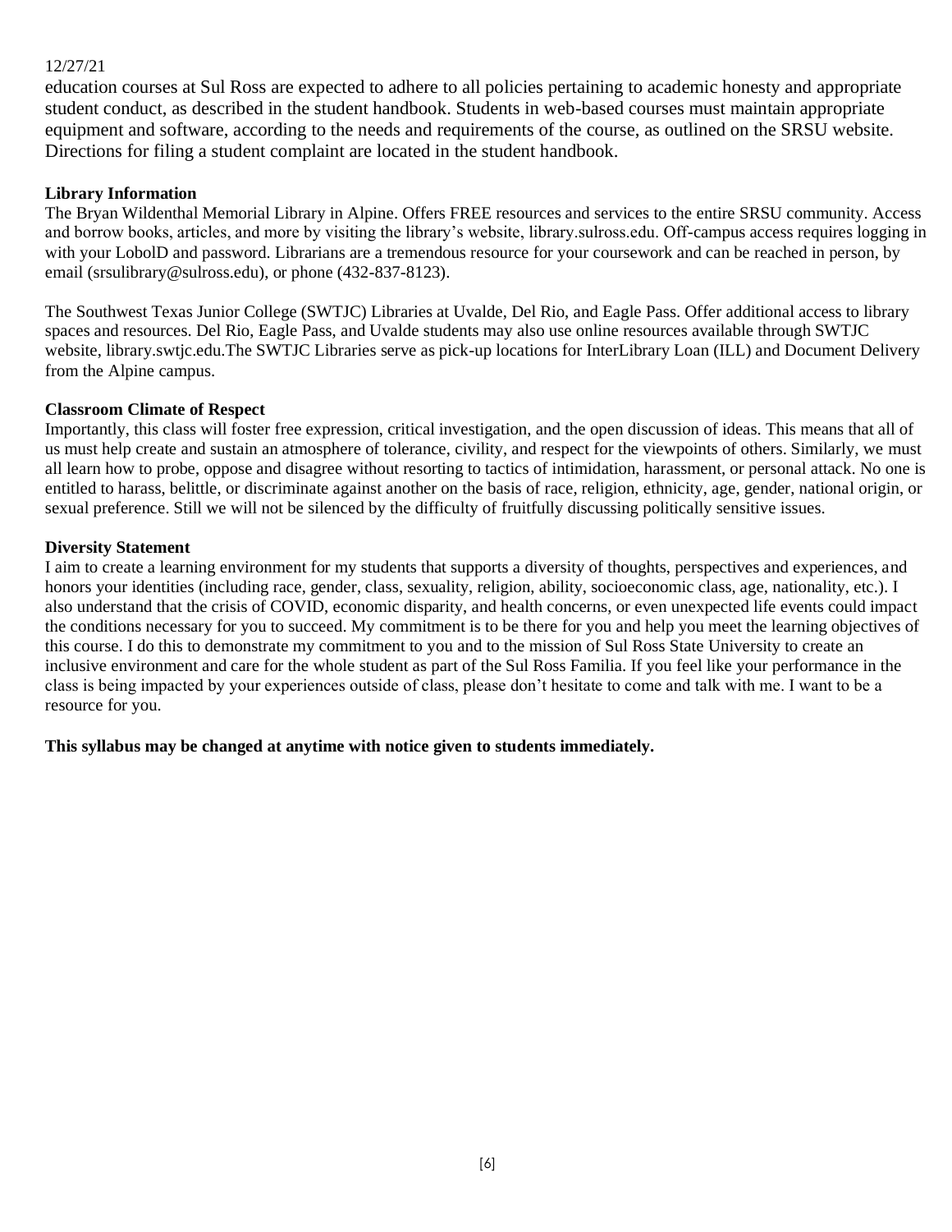education courses at Sul Ross are expected to adhere to all policies pertaining to academic honesty and appropriate student conduct, as described in the student handbook. Students in web-based courses must maintain appropriate equipment and software, according to the needs and requirements of the course, as outlined on the SRSU website. Directions for filing a student complaint are located in the student handbook.

**Library Information**

The Bryan Wildenthal Memorial Library in Alpine. Offers FREE resources and services to the entire SRSU community. Access and borrow books, articles, and more by visiting the library's website, library.sulross.edu. Off-campus access requires logging in with your LobolD and password. Librarians are a tremendous resource for your coursework and can be reached in person, by email (srsulibrary@sulross.edu), or phone (432-837-8123).

The Southwest Texas Junior College (SWTJC) Libraries at Uvalde, Del Rio, and Eagle Pass. Offer additional access to library spaces and resources. Del Rio, Eagle Pass, and Uvalde students may also use online resources available through SWTJC website, library.swtjc.edu.The SWTJC Libraries serve as pick-up locations for InterLibrary Loan (ILL) and Document Delivery from the Alpine campus.

**Classroom Climate of Respect**

Importantly, this class will foster free expression, critical investigation, and the open discussion of ideas. This means that all of us must help create and sustain an atmosphere of tolerance, civility, and respect for the viewpoints of others. Similarly, we must all learn how to probe, oppose and disagree without resorting to tactics of intimidation, harassment, or personal attack. No one is entitled to harass, belittle, or discriminate against another on the basis of race, religion, ethnicity, age, gender, national origin, or sexual preference. Still we will not be silenced by the difficulty of fruitfully discussing politically sensitive issues.

**Diversity Statement**

I aim to create a learning environment for my students that supports a diversity of thoughts, perspectives and experiences, and honors your identities (including race, gender, class, sexuality, religion, ability, socioeconomic class, age, nationality, etc.). I also understand that the crisis of COVID, economic disparity, and health concerns, or even unexpected life events could impact the conditions necessary for you to succeed. My commitment is to be there for you and help you meet the learning objectives of this course. I do this to demonstrate my commitment to you and to the mission of Sul Ross State University to create an inclusive environment and care for the whole student as part of the Sul Ross Familia. If you feel like your performance in the class is being impacted by your experiences outside of class, please don't hesitate to come and talk with me. I want to be a resource for you.

**This syllabus may be changed at anytime with notice given to students immediately.**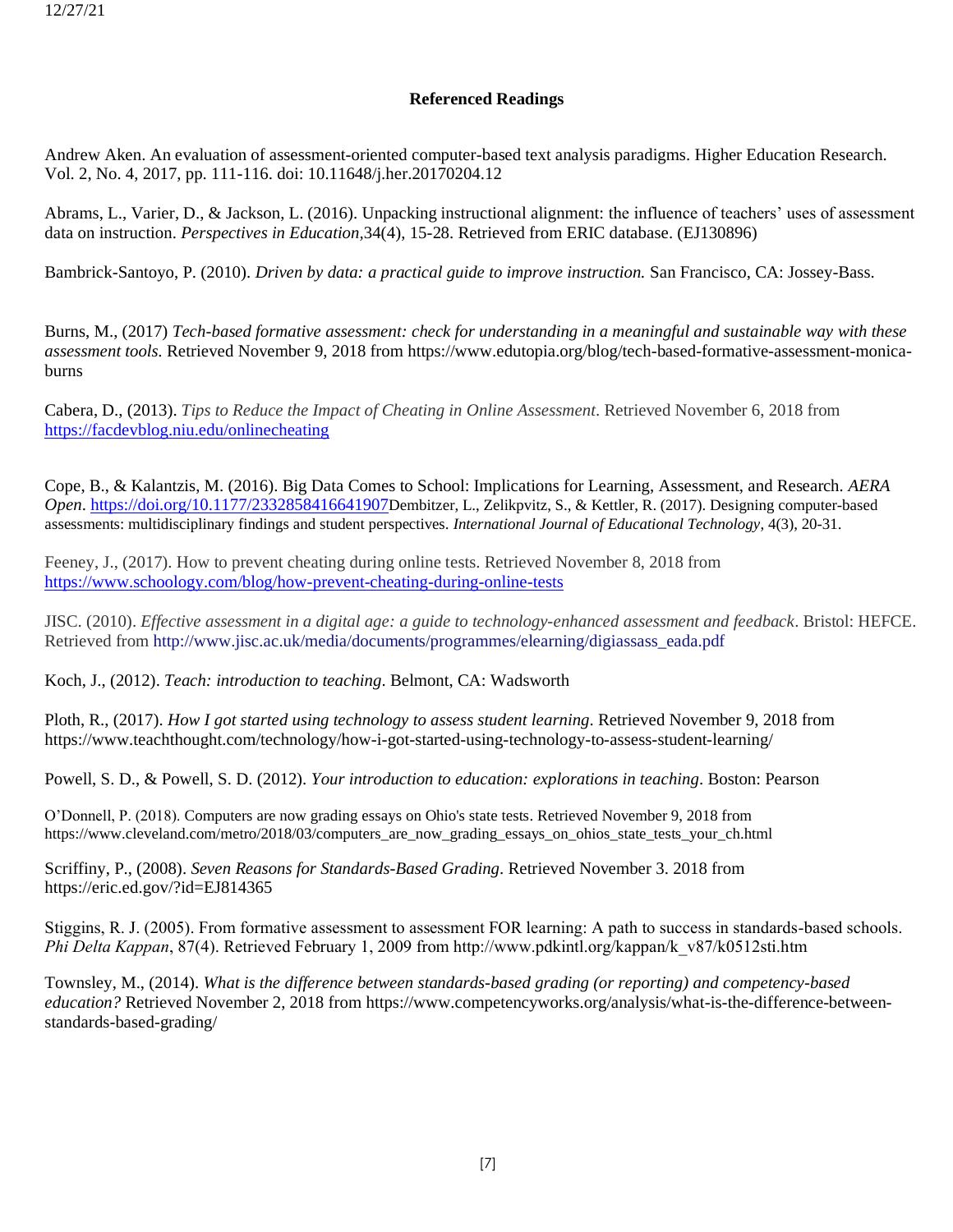## Referenced Readings

Andrew Aken. An evaluation of assessment-oriented computer-based text analysis paradigms. Higher Education Research. Vol. 2, No. 4, 2017, pp. 111-116. doi: 10.11648/j.her.20170204.12

Abrams, L., Varier, D., & Jackson, L. (2016). Unpacking instructional alignment: the influence of teachers' uses of assessment data on instruction. *Perspectives in Education,*34(4), 15-28. Retrieved from ERIC database. (EJ130896)

Bambrick-Santoyo, P. (2010). *Driven by data: a practical guide to improve instruction.* San Francisco, CA: Jossey-Bass.

Burns, M., (2017) *Tech-based formative assessment: check for understanding in a meaningful and sustainable way with these assessment tools.* Retrieved November 9, 2018 from https://www.edutopia.org/blog/tech-based-formative-assessment-monica-burns

Cabera, D., (2013). *Tips to Reduce the Impact of Cheating in Online Assessment*. Retrieved November 6, 2018 from https://facdevblog.niu.edu/onlinecheating

Cope, B., & Kalantzis, M. (2016). Big Data Comes to School: Implications for Learning, Assessment, and Research. *AERA Open*. https://doi.org/10.1177/2332858416641907Dembitzer, L., Zelikpvitz, S., & Kettler, R. (2017). Designing computer-based assessments: multidisciplinary findings and student perspectives. *International Journal of Educational Technology*, 4(3), 20-31.

Feeney, J., (2017). How to prevent cheating during online tests. Retrieved November 8, 2018 from https://www.schoology.com/blog/how-prevent-cheating-during-online-tests

JISC. (2010). *Effective assessment in a digital age: a guide to technology-enhanced assessment and feedback*. Bristol: HEFCE. Retrieved from http://www.jisc.ac.uk/media/documents/programmes/elearning/digiassass_eada.pdf

Koch, J., (2012). *Teach: introduction to teaching*. Belmont, CA: Wadsworth

Ploth, R., (2017). *How I got started using technology to assess student learning*. Retrieved November 9, 2018 from https://www.teachthought.com/technology/how-i-got-started-using-technology-to-assess-student-learning/

Powell, S. D., & Powell, S. D. (2012). *Your introduction to education: explorations in teaching*. Boston: Pearson

O'Donnell, P. (2018). Computers are now grading essays on Ohio's state tests. Retrieved November 9, 2018 from https://www.cleveland.com/metro/2018/03/computers_are_now_grading_essays_on_ohios_state_tests_your_ch.html

Scriffiny, P., (2008). *Seven Reasons for Standards-Based Grading*. Retrieved November 3. 2018 from https://eric.ed.gov/?id=EJ814365

Stiggins, R. J. (2005). From formative assessment to assessment FOR learning: A path to success in standards-based schools. *Phi Delta Kappan*, 87(4). Retrieved February 1, 2009 from http://www.pdkintl.org/kappan/k_v87/k0512sti.htm

Townsley, M., (2014). *What is the difference between standards-based grading (or reporting) and competency-based education?* Retrieved November 2, 2018 from https://www.competencyworks.org/analysis/what-is-the-difference-between-standards-based-grading/